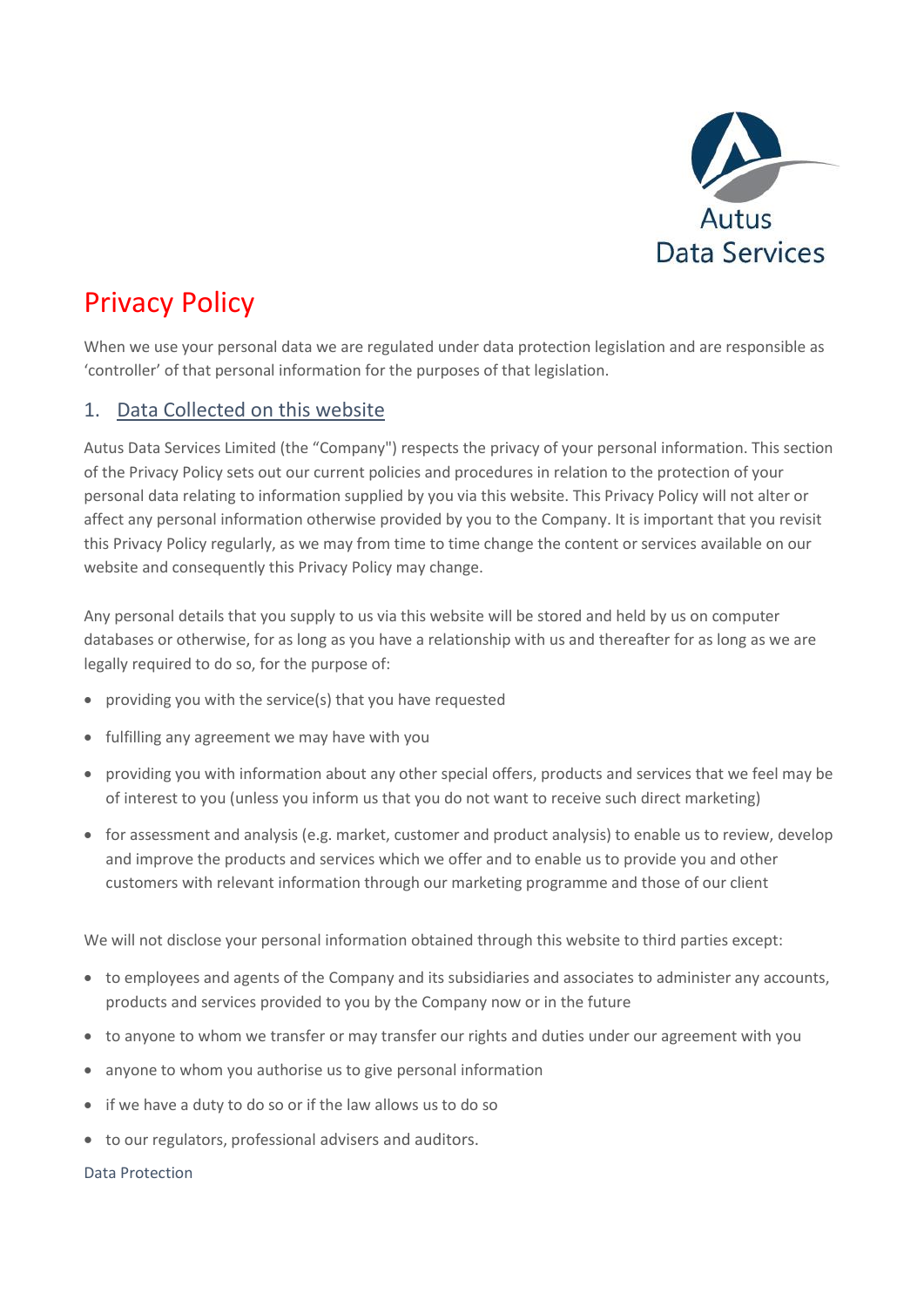Autus Data Services

# Privacy Policy

When we use your personal data we are regulated under data protection legislation and are responsible as 'controller' of that personal information for the purposes of that legislation.

## 1. Data Collected on this website

Autus Data Services Limited (the "Company") respects the privacy of your personal information. This section of the Privacy Policy sets out our current policies and procedures in relation to the protection of your personal data relating to information supplied by you via this website. This Privacy Policy will not alter or affect any personal information otherwise provided by you to the Company. It is important that you revisit this Privacy Policy regularly, as we may from time to time change the content or services available on our website and consequently this Privacy Policy may change.

Any personal details that you supply to us via this website will be stored and held by us on computer databases or otherwise, for as long as you have a relationship with us and thereafter for as long as we are legally required to do so, for the purpose of:

- providing you with the service(s) that you have requested
- fulfilling any agreement we may have with you
- providing you with information about any other special offers, products and services that we feel may be of interest to you (unless you inform us that you do not want to receive such direct marketing)
- for assessment and analysis (e.g. market, customer and product analysis) to enable us to review, develop and improve the products and services which we offer and to enable us to provide you and other customers with relevant information through our marketing programme and those of our client

We will not disclose your personal information obtained through this website to third parties except:

- to employees and agents of the Company and its subsidiaries and associates to administer any accounts, products and services provided to you by the Company now or in the future
- to anyone to whom we transfer or may transfer our rights and duties under our agreement with you
- anyone to whom you authorise us to give personal information
- if we have a duty to do so or if the law allows us to do so
- to our regulators, professional advisers and auditors.

Data Protection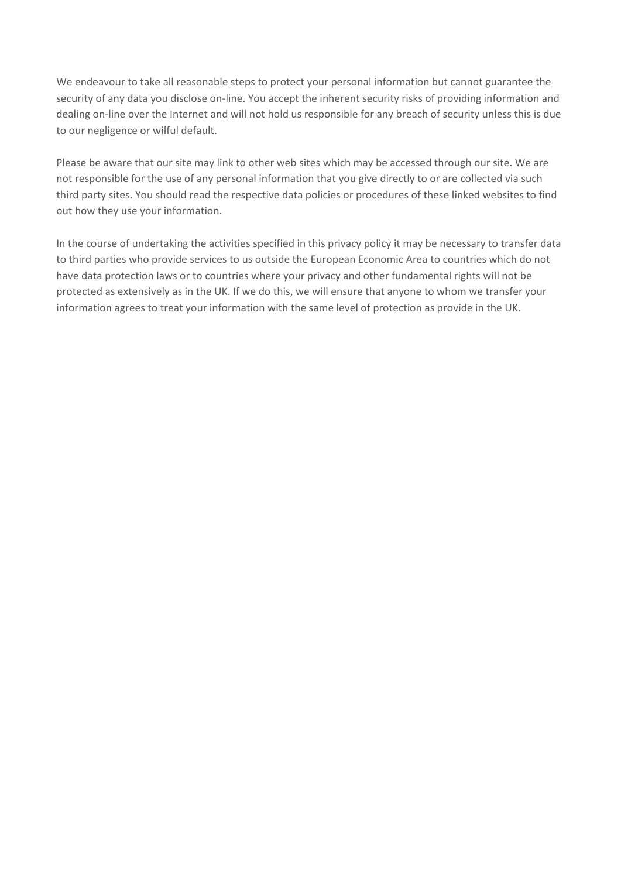We endeavour to take all reasonable steps to protect your personal information but cannot guarantee the security of any data you disclose on-line. You accept the inherent security risks of providing information and dealing on-line over the Internet and will not hold us responsible for any breach of security unless this is due to our negligence or wilful default.

Please be aware that our site may link to other web sites which may be accessed through our site. We are not responsible for the use of any personal information that you give directly to or are collected via such third party sites. You should read the respective data policies or procedures of these linked websites to find out how they use your information.

In the course of undertaking the activities specified in this privacy policy it may be necessary to transfer data to third parties who provide services to us outside the European Economic Area to countries which do not have data protection laws or to countries where your privacy and other fundamental rights will not be protected as extensively as in the UK. If we do this, we will ensure that anyone to whom we transfer your information agrees to treat your information with the same level of protection as provide in the UK.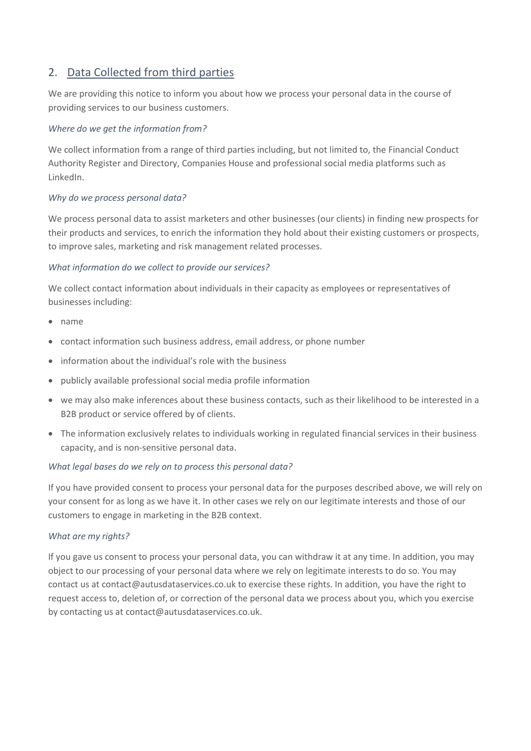## 2. Data Collected from third parties

We are providing this notice to inform you about how we process your personal data in the course of providing services to our business customers.

*Where do we get the information from?*

We collect information from a range of third parties including, but not limited to, the Financial Conduct Authority Register and Directory, Companies House and professional social media platforms such as LinkedIn.

*Why do we process personal data?*

We process personal data to assist marketers and other businesses (our clients) in finding new prospects for their products and services, to enrich the information they hold about their existing customers or prospects, to improve sales, marketing and risk management related processes.

*What information do we collect to provide our services?*

We collect contact information about individuals in their capacity as employees or representatives of businesses including:

- name
- contact information such business address, email address, or phone number
- information about the individual's role with the business
- publicly available professional social media profile information
- we may also make inferences about these business contacts, such as their likelihood to be interested in a B2B product or service offered by of clients.
- The information exclusively relates to individuals working in regulated financial services in their business capacity, and is non-sensitive personal data.

*What legal bases do we rely on to process this personal data?*

If you have provided consent to process your personal data for the purposes described above, we will rely on your consent for as long as we have it. In other cases we rely on our legitimate interests and those of our customers to engage in marketing in the B2B context.

*What are my rights?*

If you gave us consent to process your personal data, you can withdraw it at any time. In addition, you may object to our processing of your personal data where we rely on legitimate interests to do so. You may contact us at contact@autusdataservices.co.uk to exercise these rights. In addition, you have the right to request access to, deletion of, or correction of the personal data we process about you, which you exercise by contacting us at contact@autusdataservices.co.uk.